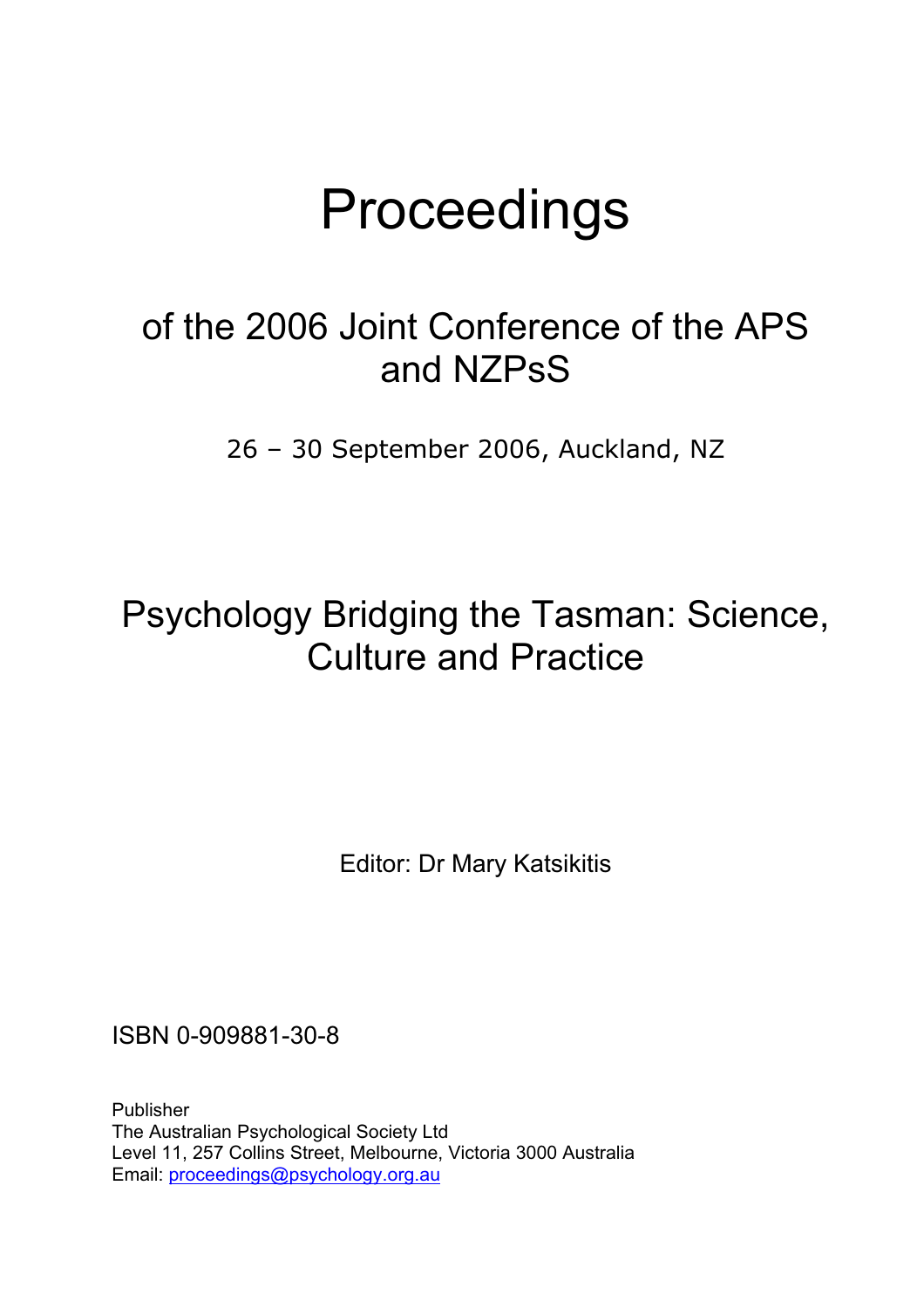# Proceedings

## of the 2006 Joint Conference of the APS and NZPsS

26 – 30 September 2006, Auckland, NZ

## Psychology Bridging the Tasman: Science, Culture and Practice

Editor: Dr Mary Katsikitis

ISBN 0-909881-30-8

Publisher
The Australian Psychological Society Ltd
Level 11, 257 Collins Street, Melbourne, Victoria 3000 Australia
Email: proceedings@psychology.org.au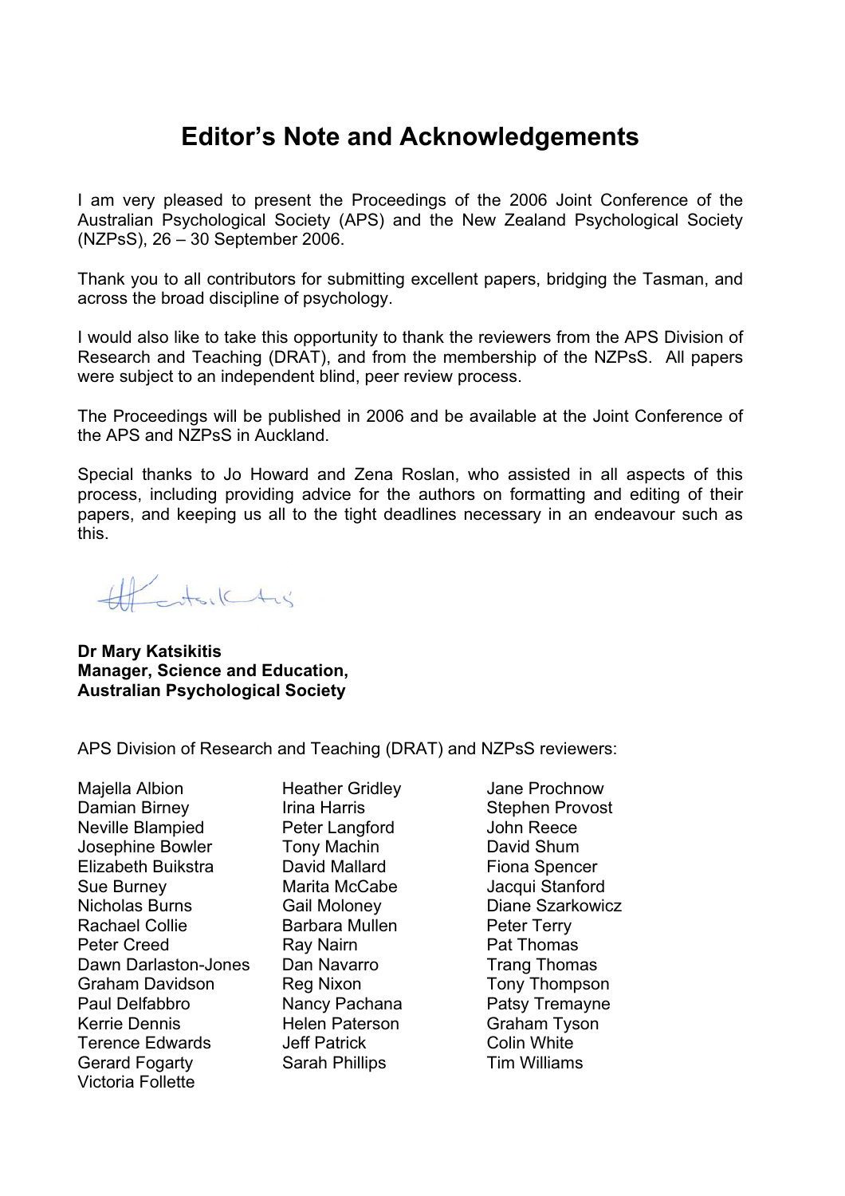# Editor's Note and Acknowledgements

I am very pleased to present the Proceedings of the 2006 Joint Conference of the Australian Psychological Society (APS) and the New Zealand Psychological Society (NZPsS), 26 – 30 September 2006.

Thank you to all contributors for submitting excellent papers, bridging the Tasman, and across the broad discipline of psychology.

I would also like to take this opportunity to thank the reviewers from the APS Division of Research and Teaching (DRAT), and from the membership of the NZPsS. All papers were subject to an independent blind, peer review process.

The Proceedings will be published in 2006 and be available at the Joint Conference of the APS and NZPsS in Auckland.

Special thanks to Jo Howard and Zena Roslan, who assisted in all aspects of this process, including providing advice for the authors on formatting and editing of their papers, and keeping us all to the tight deadlines necessary in an endeavour such as this.

**Dr Mary Katsikitis**
**Manager, Science and Education,**
**Australian Psychological Society**

APS Division of Research and Teaching (DRAT) and NZPsS reviewers:

Majella Albion
Damian Birney
Neville Blampied
Josephine Bowler
Elizabeth Buikstra
Sue Burney
Nicholas Burns
Rachael Collie
Peter Creed
Dawn Darlaston-Jones
Graham Davidson
Paul Delfabbro
Kerrie Dennis
Terence Edwards
Gerard Fogarty
Victoria Follette
Heather Gridley
Irina Harris
Peter Langford
Tony Machin
David Mallard
Marita McCabe
Gail Moloney
Barbara Mullen
Ray Nairn
Dan Navarro
Reg Nixon
Nancy Pachana
Helen Paterson
Jeff Patrick
Sarah Phillips
Jane Prochnow
Stephen Provost
John Reece
David Shum
Fiona Spencer
Jacqui Stanford
Diane Szarkowicz
Peter Terry
Pat Thomas
Trang Thomas
Tony Thompson
Patsy Tremayne
Graham Tyson
Colin White
Tim Williams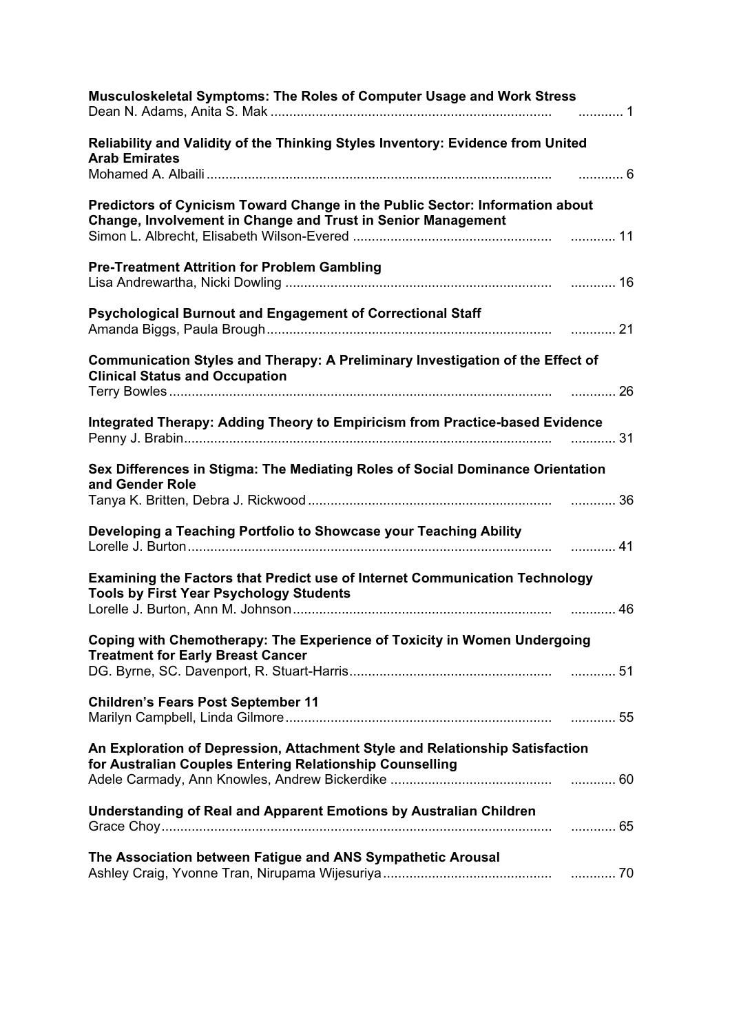**Musculoskeletal Symptoms: The Roles of Computer Usage and Work Stress**
Dean N. Adams, Anita S. Mak ............ 1

**Reliability and Validity of the Thinking Styles Inventory: Evidence from United Arab Emirates**
Mohamed A. Albaili ............ 6

**Predictors of Cynicism Toward Change in the Public Sector: Information about Change, Involvement in Change and Trust in Senior Management**
Simon L. Albrecht, Elisabeth Wilson-Evered ............ 11

**Pre-Treatment Attrition for Problem Gambling**
Lisa Andrewartha, Nicki Dowling ............ 16

**Psychological Burnout and Engagement of Correctional Staff**
Amanda Biggs, Paula Brough ............ 21

**Communication Styles and Therapy: A Preliminary Investigation of the Effect of Clinical Status and Occupation**
Terry Bowles ............ 26

**Integrated Therapy: Adding Theory to Empiricism from Practice-based Evidence**
Penny J. Brabin ............ 31

**Sex Differences in Stigma: The Mediating Roles of Social Dominance Orientation and Gender Role**
Tanya K. Britten, Debra J. Rickwood ............ 36

**Developing a Teaching Portfolio to Showcase your Teaching Ability**
Lorelle J. Burton ............ 41

**Examining the Factors that Predict use of Internet Communication Technology Tools by First Year Psychology Students**
Lorelle J. Burton, Ann M. Johnson ............ 46

**Coping with Chemotherapy: The Experience of Toxicity in Women Undergoing Treatment for Early Breast Cancer**
DG. Byrne, SC. Davenport, R. Stuart-Harris ............ 51

**Children's Fears Post September 11**
Marilyn Campbell, Linda Gilmore ............ 55

**An Exploration of Depression, Attachment Style and Relationship Satisfaction for Australian Couples Entering Relationship Counselling**
Adele Carmady, Ann Knowles, Andrew Bickerdike ............ 60

**Understanding of Real and Apparent Emotions by Australian Children**
Grace Choy ............ 65

**The Association between Fatigue and ANS Sympathetic Arousal**
Ashley Craig, Yvonne Tran, Nirupama Wijesuriya ............ 70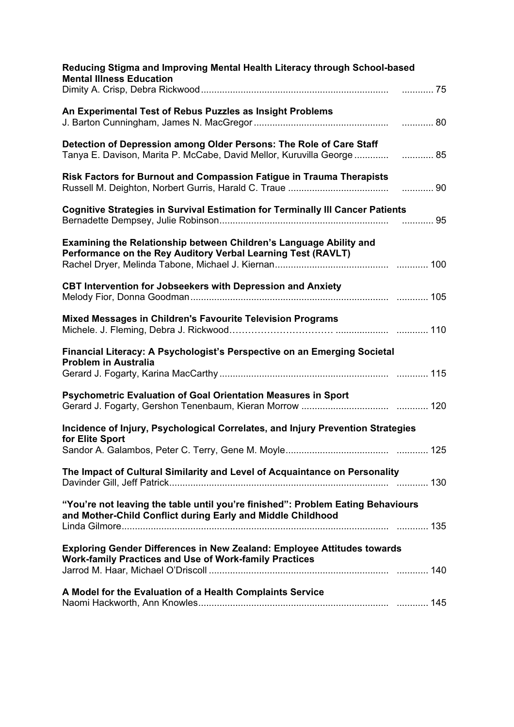**Reducing Stigma and Improving Mental Health Literacy through School-based Mental Illness Education**
Dimity A. Crisp, Debra Rickwood ............ 75

**An Experimental Test of Rebus Puzzles as Insight Problems**
J. Barton Cunningham, James N. MacGregor ............ 80

**Detection of Depression among Older Persons: The Role of Care Staff**
Tanya E. Davison, Marita P. McCabe, David Mellor, Kuruvilla George ............ 85

**Risk Factors for Burnout and Compassion Fatigue in Trauma Therapists**
Russell M. Deighton, Norbert Gurris, Harald C. Traue ............ 90

**Cognitive Strategies in Survival Estimation for Terminally Ill Cancer Patients**
Bernadette Dempsey, Julie Robinson ............ 95

**Examining the Relationship between Children's Language Ability and Performance on the Rey Auditory Verbal Learning Test (RAVLT)**
Rachel Dryer, Melinda Tabone, Michael J. Kiernan ............ 100

**CBT Intervention for Jobseekers with Depression and Anxiety**
Melody Fior, Donna Goodman ............ 105

**Mixed Messages in Children's Favourite Television Programs**
Michele. J. Fleming, Debra J. Rickwood ............ 110

**Financial Literacy: A Psychologist's Perspective on an Emerging Societal Problem in Australia**
Gerard J. Fogarty, Karina MacCarthy ............ 115

**Psychometric Evaluation of Goal Orientation Measures in Sport**
Gerard J. Fogarty, Gershon Tenenbaum, Kieran Morrow ............ 120

**Incidence of Injury, Psychological Correlates, and Injury Prevention Strategies for Elite Sport**
Sandor A. Galambos, Peter C. Terry, Gene M. Moyle ............ 125

**The Impact of Cultural Similarity and Level of Acquaintance on Personality**
Davinder Gill, Jeff Patrick ............ 130

**"You're not leaving the table until you're finished": Problem Eating Behaviours and Mother-Child Conflict during Early and Middle Childhood**
Linda Gilmore ............ 135

**Exploring Gender Differences in New Zealand: Employee Attitudes towards Work-family Practices and Use of Work-family Practices**
Jarrod M. Haar, Michael O'Driscoll ............ 140

**A Model for the Evaluation of a Health Complaints Service**
Naomi Hackworth, Ann Knowles ............ 145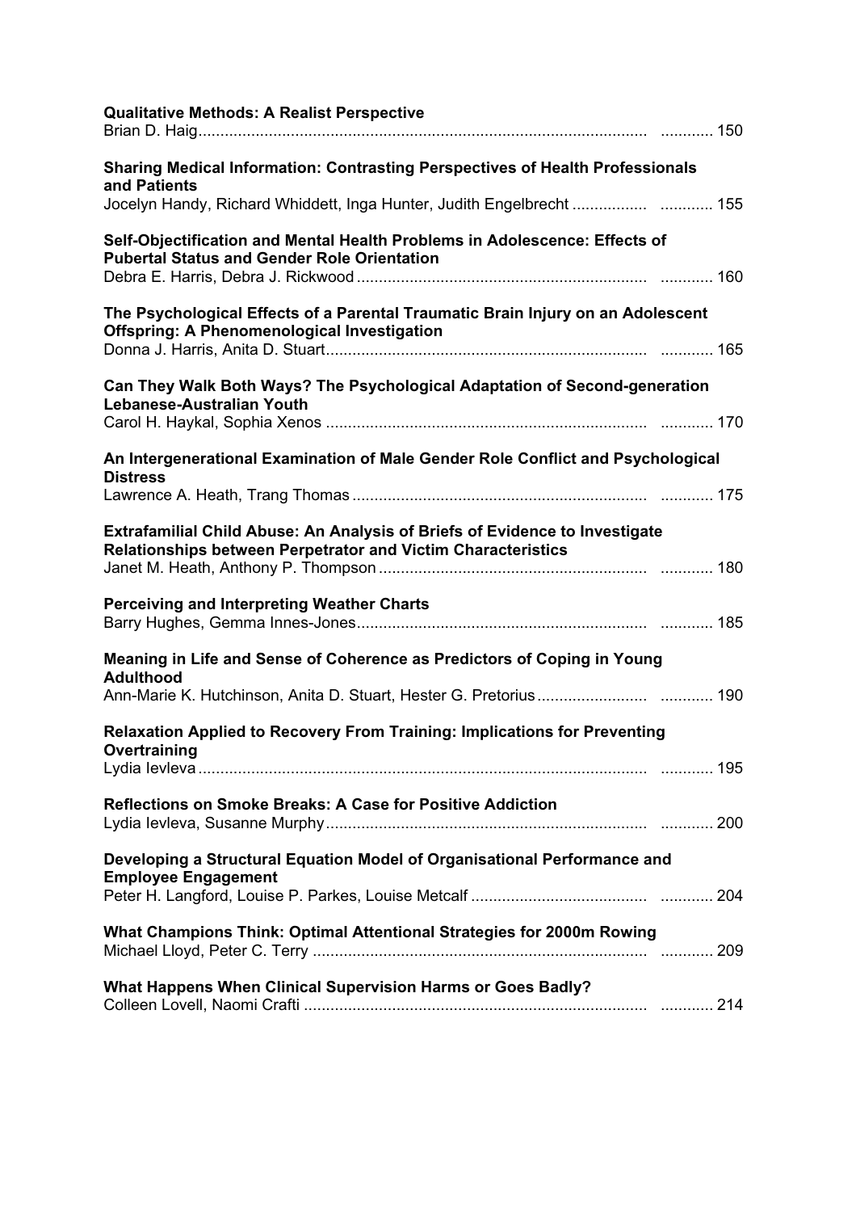**Qualitative Methods: A Realist Perspective**
Brian D. Haig ............ 150

**Sharing Medical Information: Contrasting Perspectives of Health Professionals and Patients**
Jocelyn Handy, Richard Whiddett, Inga Hunter, Judith Engelbrecht ............ 155

**Self-Objectification and Mental Health Problems in Adolescence: Effects of Pubertal Status and Gender Role Orientation**
Debra E. Harris, Debra J. Rickwood ............ 160

**The Psychological Effects of a Parental Traumatic Brain Injury on an Adolescent Offspring: A Phenomenological Investigation**
Donna J. Harris, Anita D. Stuart ............ 165

**Can They Walk Both Ways? The Psychological Adaptation of Second-generation Lebanese-Australian Youth**
Carol H. Haykal, Sophia Xenos ............ 170

**An Intergenerational Examination of Male Gender Role Conflict and Psychological Distress**
Lawrence A. Heath, Trang Thomas ............ 175

**Extrafamilial Child Abuse: An Analysis of Briefs of Evidence to Investigate Relationships between Perpetrator and Victim Characteristics**
Janet M. Heath, Anthony P. Thompson ............ 180

**Perceiving and Interpreting Weather Charts**
Barry Hughes, Gemma Innes-Jones ............ 185

**Meaning in Life and Sense of Coherence as Predictors of Coping in Young Adulthood**
Ann-Marie K. Hutchinson, Anita D. Stuart, Hester G. Pretorius ............ 190

**Relaxation Applied to Recovery From Training: Implications for Preventing Overtraining**
Lydia Ievleva ............ 195

**Reflections on Smoke Breaks: A Case for Positive Addiction**
Lydia Ievleva, Susanne Murphy ............ 200

**Developing a Structural Equation Model of Organisational Performance and Employee Engagement**
Peter H. Langford, Louise P. Parkes, Louise Metcalf ............ 204

**What Champions Think: Optimal Attentional Strategies for 2000m Rowing**
Michael Lloyd, Peter C. Terry ............ 209

**What Happens When Clinical Supervision Harms or Goes Badly?**
Colleen Lovell, Naomi Crafti ............ 214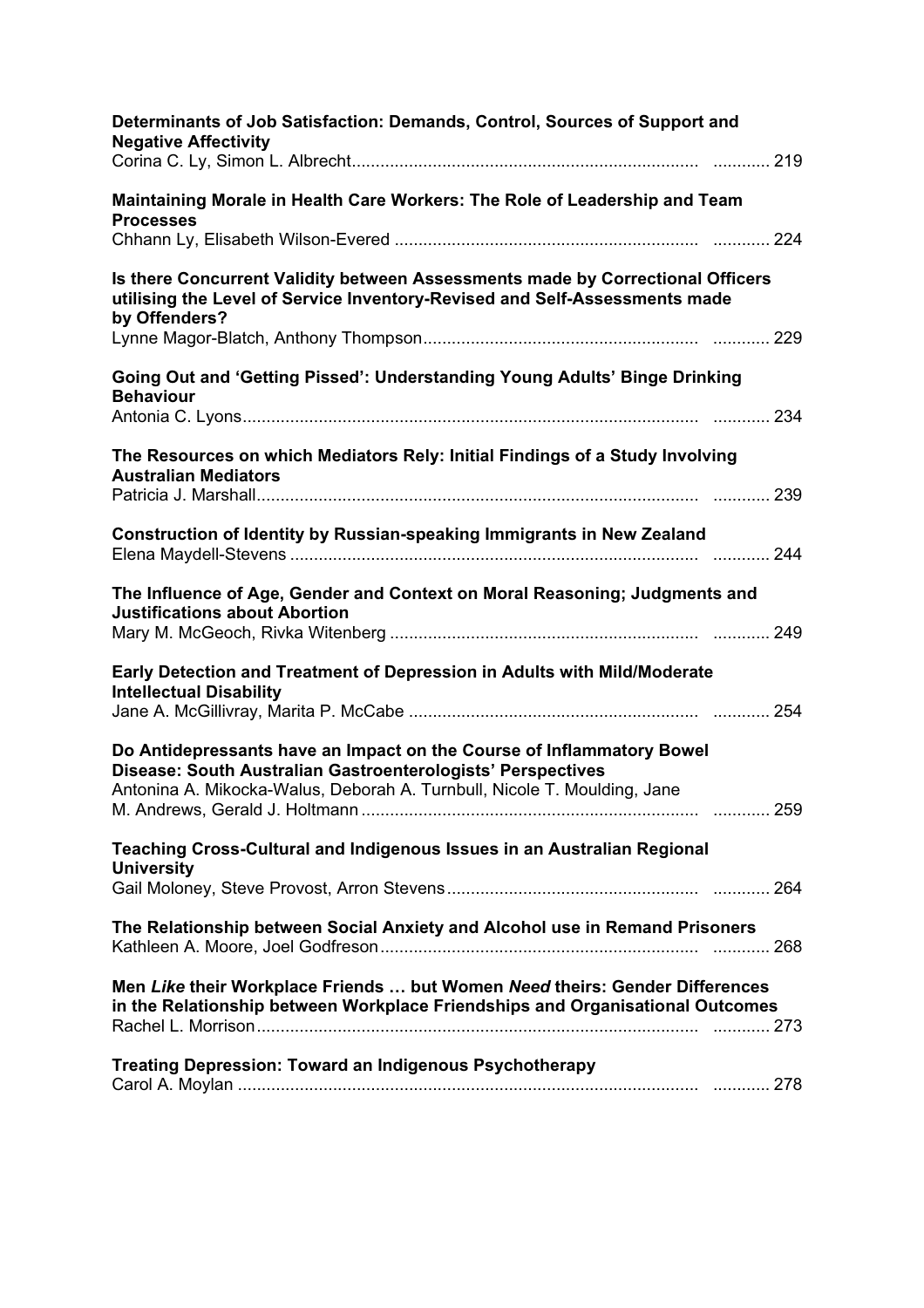**Determinants of Job Satisfaction: Demands, Control, Sources of Support and Negative Affectivity**
Corina C. Ly, Simon L. Albrecht ............ 219

**Maintaining Morale in Health Care Workers: The Role of Leadership and Team Processes**
Chhann Ly, Elisabeth Wilson-Evered ............ 224

**Is there Concurrent Validity between Assessments made by Correctional Officers utilising the Level of Service Inventory-Revised and Self-Assessments made by Offenders?**
Lynne Magor-Blatch, Anthony Thompson ............ 229

**Going Out and 'Getting Pissed': Understanding Young Adults' Binge Drinking Behaviour**
Antonia C. Lyons ............ 234

**The Resources on which Mediators Rely: Initial Findings of a Study Involving Australian Mediators**
Patricia J. Marshall ............ 239

**Construction of Identity by Russian-speaking Immigrants in New Zealand**
Elena Maydell-Stevens ............ 244

**The Influence of Age, Gender and Context on Moral Reasoning; Judgments and Justifications about Abortion**
Mary M. McGeoch, Rivka Witenberg ............ 249

**Early Detection and Treatment of Depression in Adults with Mild/Moderate Intellectual Disability**
Jane A. McGillivray, Marita P. McCabe ............ 254

**Do Antidepressants have an Impact on the Course of Inflammatory Bowel Disease: South Australian Gastroenterologists' Perspectives**
Antonina A. Mikocka-Walus, Deborah A. Turnbull, Nicole T. Moulding, Jane M. Andrews, Gerald J. Holtmann ............ 259

**Teaching Cross-Cultural and Indigenous Issues in an Australian Regional University**
Gail Moloney, Steve Provost, Arron Stevens ............ 264

**The Relationship between Social Anxiety and Alcohol use in Remand Prisoners**
Kathleen A. Moore, Joel Godfreson ............ 268

**Men *Like* their Workplace Friends … but Women *Need* theirs: Gender Differences in the Relationship between Workplace Friendships and Organisational Outcomes**
Rachel L. Morrison ............ 273

**Treating Depression: Toward an Indigenous Psychotherapy**
Carol A. Moylan ............ 278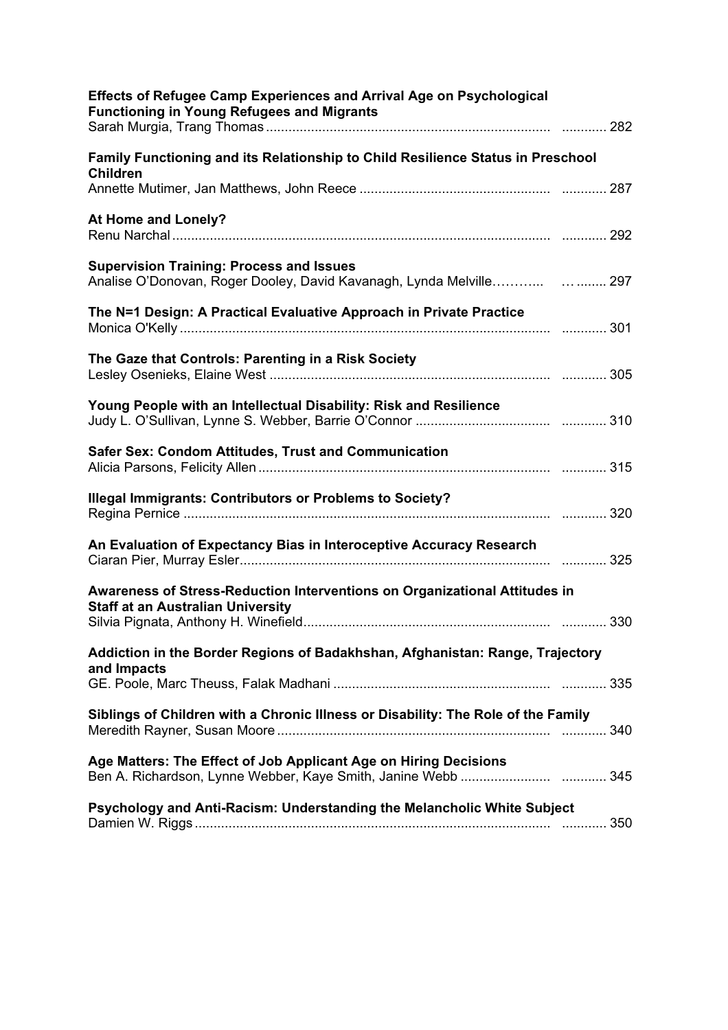**Effects of Refugee Camp Experiences and Arrival Age on Psychological Functioning in Young Refugees and Migrants**
Sarah Murgia, Trang Thomas ............ 282

**Family Functioning and its Relationship to Child Resilience Status in Preschool Children**
Annette Mutimer, Jan Matthews, John Reece ............ 287

**At Home and Lonely?**
Renu Narchal ............ 292

**Supervision Training: Process and Issues**
Analise O'Donovan, Roger Dooley, David Kavanagh, Lynda Melville............ 297

**The N=1 Design: A Practical Evaluative Approach in Private Practice**
Monica O'Kelly ............ 301

**The Gaze that Controls: Parenting in a Risk Society**
Lesley Osenieks, Elaine West ............ 305

**Young People with an Intellectual Disability: Risk and Resilience**
Judy L. O'Sullivan, Lynne S. Webber, Barrie O'Connor ............ 310

**Safer Sex: Condom Attitudes, Trust and Communication**
Alicia Parsons, Felicity Allen ............ 315

**Illegal Immigrants: Contributors or Problems to Society?**
Regina Pernice ............ 320

**An Evaluation of Expectancy Bias in Interoceptive Accuracy Research**
Ciaran Pier, Murray Esler............ 325

**Awareness of Stress-Reduction Interventions on Organizational Attitudes in Staff at an Australian University**
Silvia Pignata, Anthony H. Winefield............ 330

**Addiction in the Border Regions of Badakhshan, Afghanistan: Range, Trajectory and Impacts**
GE. Poole, Marc Theuss, Falak Madhani ............ 335

**Siblings of Children with a Chronic Illness or Disability: The Role of the Family**
Meredith Rayner, Susan Moore ............ 340

**Age Matters: The Effect of Job Applicant Age on Hiring Decisions**
Ben A. Richardson, Lynne Webber, Kaye Smith, Janine Webb ............ 345

**Psychology and Anti-Racism: Understanding the Melancholic White Subject**
Damien W. Riggs............ 350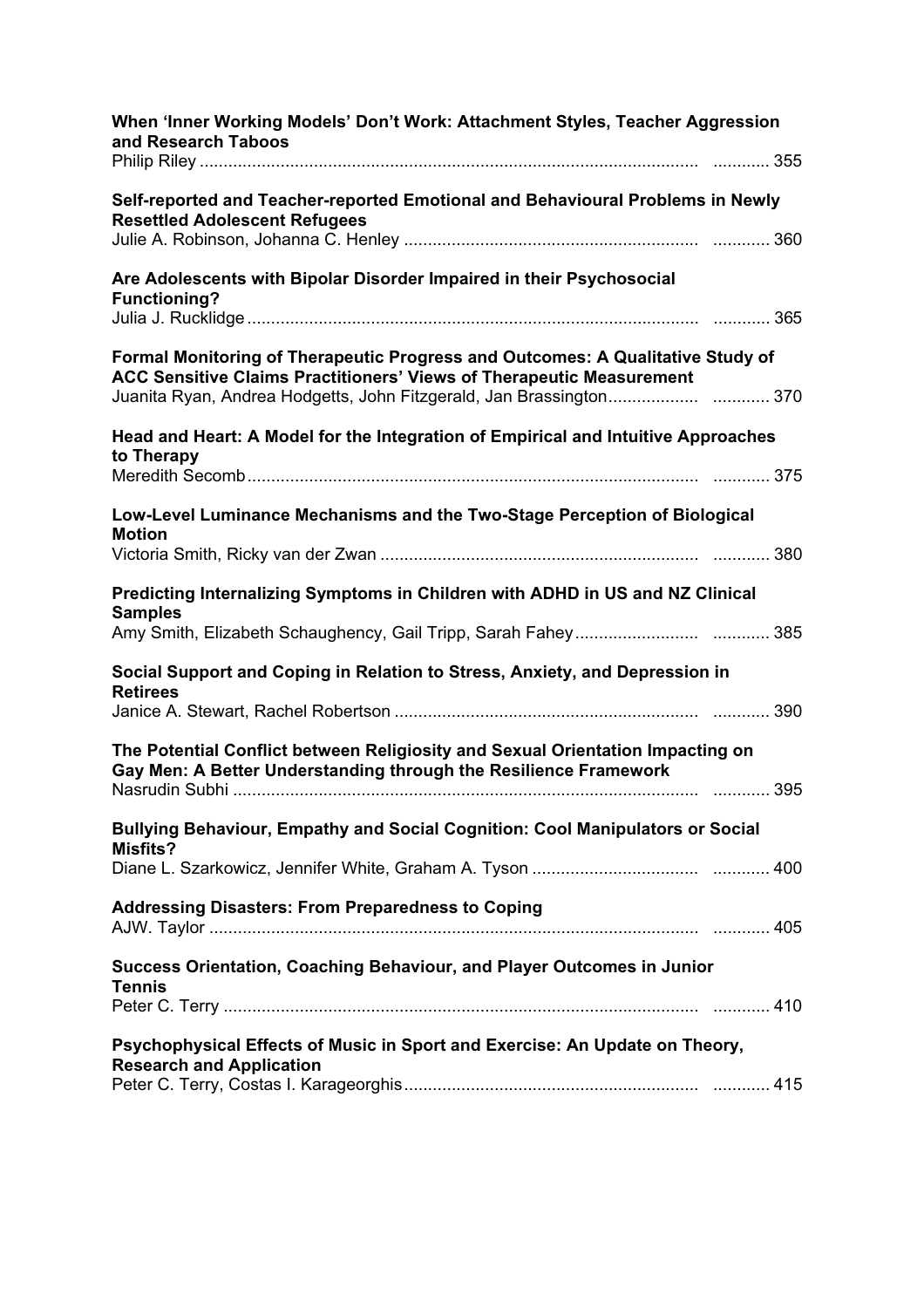**When 'Inner Working Models' Don't Work: Attachment Styles, Teacher Aggression and Research Taboos**
Philip Riley ............ 355

**Self-reported and Teacher-reported Emotional and Behavioural Problems in Newly Resettled Adolescent Refugees**
Julie A. Robinson, Johanna C. Henley ............ 360

**Are Adolescents with Bipolar Disorder Impaired in their Psychosocial Functioning?**
Julia J. Rucklidge ............ 365

**Formal Monitoring of Therapeutic Progress and Outcomes: A Qualitative Study of ACC Sensitive Claims Practitioners' Views of Therapeutic Measurement**
Juanita Ryan, Andrea Hodgetts, John Fitzgerald, Jan Brassington ............ 370

**Head and Heart: A Model for the Integration of Empirical and Intuitive Approaches to Therapy**
Meredith Secomb ............ 375

**Low-Level Luminance Mechanisms and the Two-Stage Perception of Biological Motion**
Victoria Smith, Ricky van der Zwan ............ 380

**Predicting Internalizing Symptoms in Children with ADHD in US and NZ Clinical Samples**
Amy Smith, Elizabeth Schaughency, Gail Tripp, Sarah Fahey ............ 385

**Social Support and Coping in Relation to Stress, Anxiety, and Depression in Retirees**
Janice A. Stewart, Rachel Robertson ............ 390

**The Potential Conflict between Religiosity and Sexual Orientation Impacting on Gay Men: A Better Understanding through the Resilience Framework**
Nasrudin Subhi ............ 395

**Bullying Behaviour, Empathy and Social Cognition: Cool Manipulators or Social Misfits?**
Diane L. Szarkowicz, Jennifer White, Graham A. Tyson ............ 400

**Addressing Disasters: From Preparedness to Coping**
AJW. Taylor ............ 405

**Success Orientation, Coaching Behaviour, and Player Outcomes in Junior Tennis**
Peter C. Terry ............ 410

**Psychophysical Effects of Music in Sport and Exercise: An Update on Theory, Research and Application**
Peter C. Terry, Costas I. Karageorghis ............ 415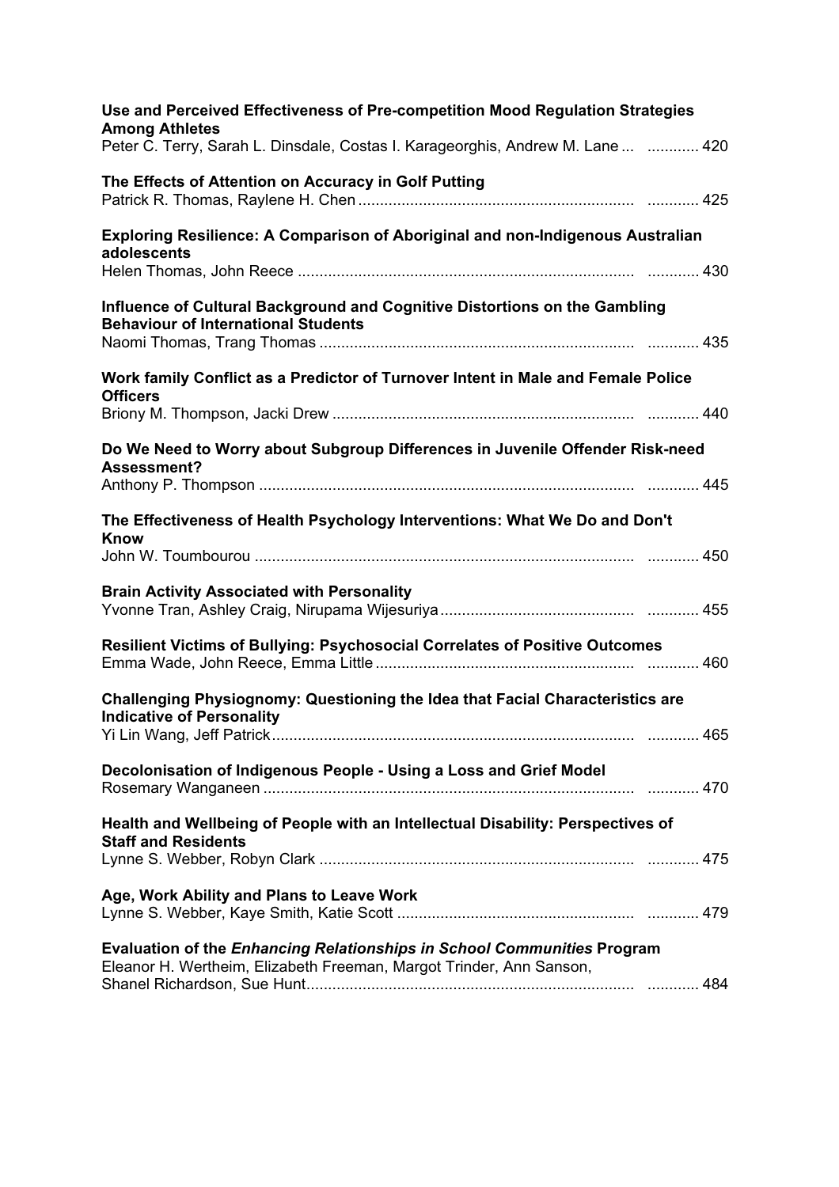**Use and Perceived Effectiveness of Pre-competition Mood Regulation Strategies Among Athletes**
Peter C. Terry, Sarah L. Dinsdale, Costas I. Karageorghis, Andrew M. Lane ... ............ 420

**The Effects of Attention on Accuracy in Golf Putting**
Patrick R. Thomas, Raylene H. Chen ............ 425

**Exploring Resilience: A Comparison of Aboriginal and non-Indigenous Australian adolescents**
Helen Thomas, John Reece ............ 430

**Influence of Cultural Background and Cognitive Distortions on the Gambling Behaviour of International Students**
Naomi Thomas, Trang Thomas ............ 435

**Work family Conflict as a Predictor of Turnover Intent in Male and Female Police Officers**
Briony M. Thompson, Jacki Drew ............ 440

**Do We Need to Worry about Subgroup Differences in Juvenile Offender Risk-need Assessment?**
Anthony P. Thompson ............ 445

**The Effectiveness of Health Psychology Interventions: What We Do and Don't Know**
John W. Toumbourou ............ 450

**Brain Activity Associated with Personality**
Yvonne Tran, Ashley Craig, Nirupama Wijesuriya ............ 455

**Resilient Victims of Bullying: Psychosocial Correlates of Positive Outcomes**
Emma Wade, John Reece, Emma Little ............ 460

**Challenging Physiognomy: Questioning the Idea that Facial Characteristics are Indicative of Personality**
Yi Lin Wang, Jeff Patrick ............ 465

**Decolonisation of Indigenous People - Using a Loss and Grief Model**
Rosemary Wanganeen ............ 470

**Health and Wellbeing of People with an Intellectual Disability: Perspectives of Staff and Residents**
Lynne S. Webber, Robyn Clark ............ 475

**Age, Work Ability and Plans to Leave Work**
Lynne S. Webber, Kaye Smith, Katie Scott ............ 479

**Evaluation of the *Enhancing Relationships in School Communities* Program**
Eleanor H. Wertheim, Elizabeth Freeman, Margot Trinder, Ann Sanson, Shanel Richardson, Sue Hunt ............ 484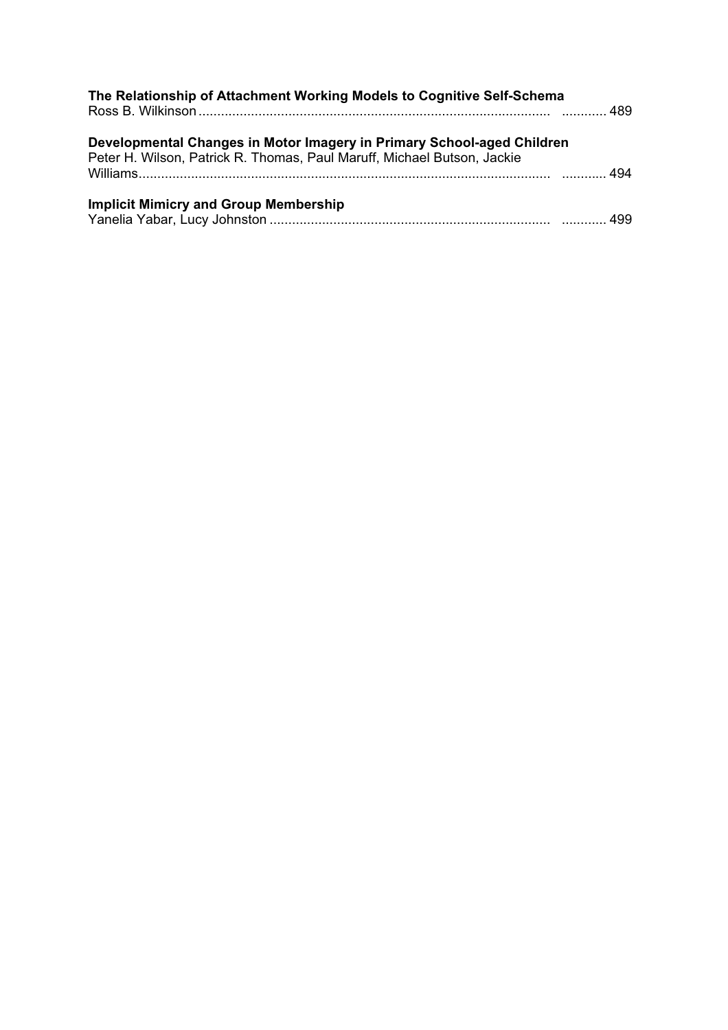**The Relationship of Attachment Working Models to Cognitive Self-Schema**
Ross B. Wilkinson ............ 489

**Developmental Changes in Motor Imagery in Primary School-aged Children**
Peter H. Wilson, Patrick R. Thomas, Paul Maruff, Michael Butson, Jackie Williams ............ 494

**Implicit Mimicry and Group Membership**
Yanelia Yabar, Lucy Johnston ............ 499